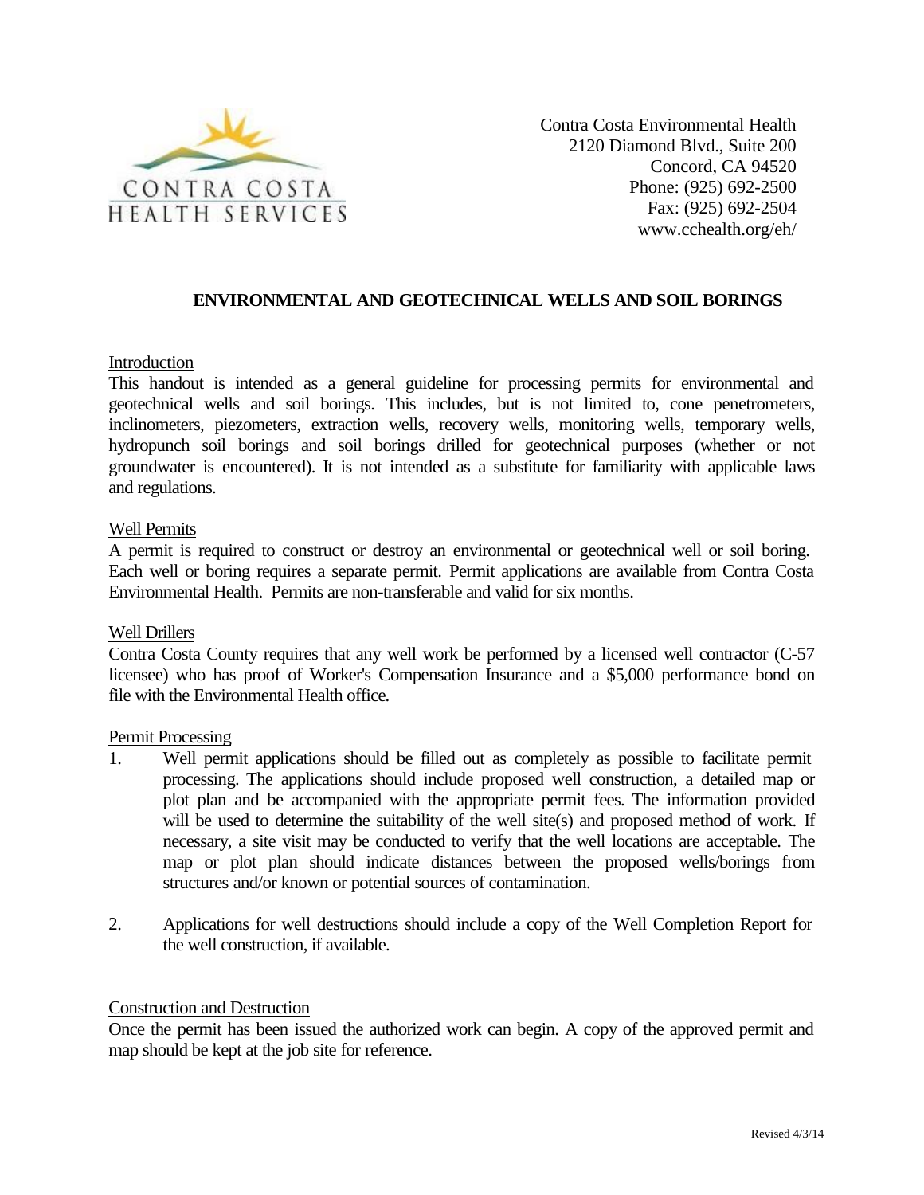CONTRA COSTA
HEALTH SERVICES

Contra Costa Environmental Health
2120 Diamond Blvd., Suite 200
Concord, CA 94520
Phone: (925) 692-2500
Fax: (925) 692-2504
www.cchealth.org/eh/

# ENVIRONMENTAL AND GEOTECHNICAL WELLS AND SOIL BORINGS

## Introduction

This handout is intended as a general guideline for processing permits for environmental and geotechnical wells and soil borings. This includes, but is not limited to, cone penetrometers, inclinometers, piezometers, extraction wells, recovery wells, monitoring wells, temporary wells, hydropunch soil borings and soil borings drilled for geotechnical purposes (whether or not groundwater is encountered). It is not intended as a substitute for familiarity with applicable laws and regulations.

## Well Permits

A permit is required to construct or destroy an environmental or geotechnical well or soil boring. Each well or boring requires a separate permit. Permit applications are available from Contra Costa Environmental Health. Permits are non-transferable and valid for six months.

## Well Drillers

Contra Costa County requires that any well work be performed by a licensed well contractor (C-57 licensee) who has proof of Worker's Compensation Insurance and a $5,000 performance bond on file with the Environmental Health office.

## Permit Processing

1. Well permit applications should be filled out as completely as possible to facilitate permit processing. The applications should include proposed well construction, a detailed map or plot plan and be accompanied with the appropriate permit fees. The information provided will be used to determine the suitability of the well site(s) and proposed method of work. If necessary, a site visit may be conducted to verify that the well locations are acceptable. The map or plot plan should indicate distances between the proposed wells/borings from structures and/or known or potential sources of contamination.

2. Applications for well destructions should include a copy of the Well Completion Report for the well construction, if available.

## Construction and Destruction

Once the permit has been issued the authorized work can begin. A copy of the approved permit and map should be kept at the job site for reference.

Revised 4/3/14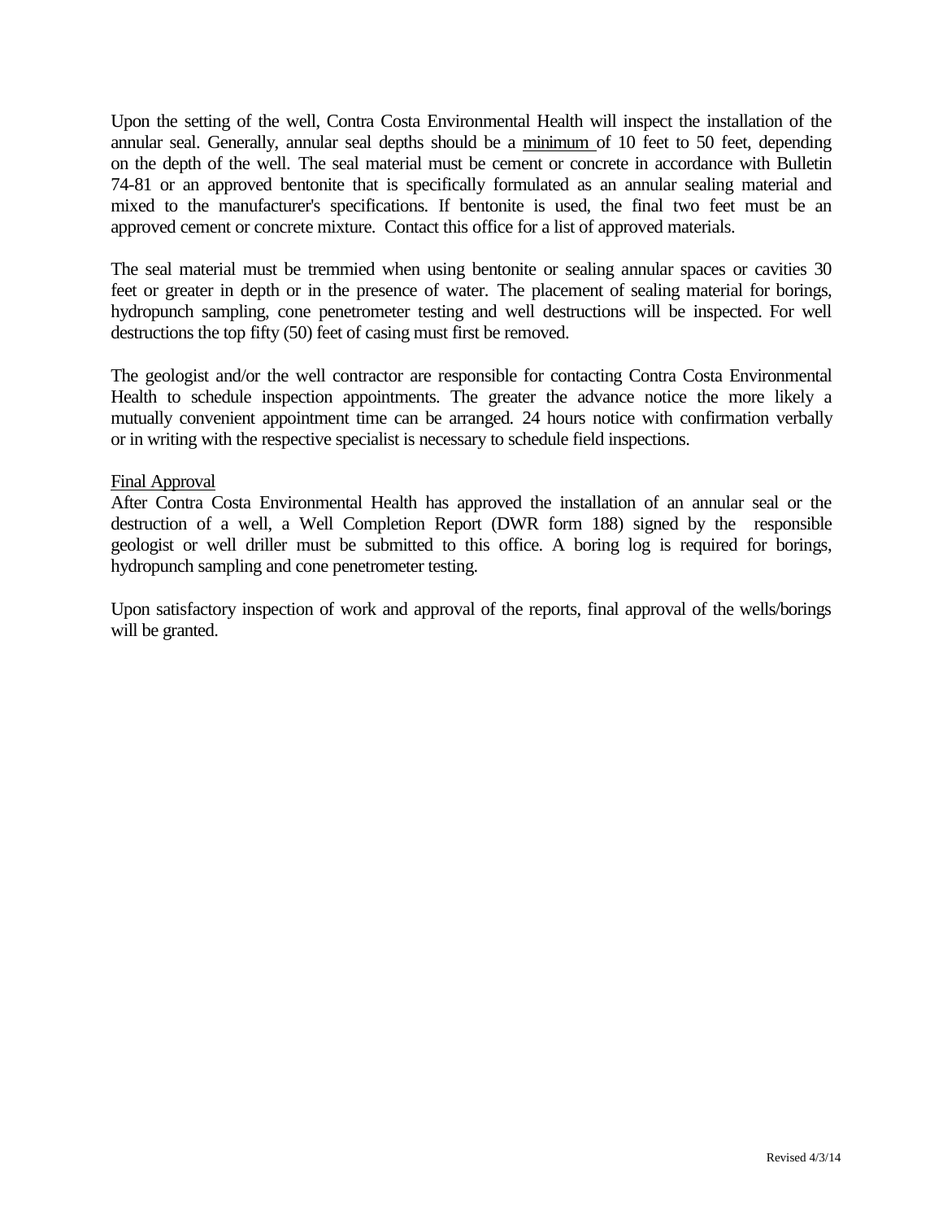Upon the setting of the well, Contra Costa Environmental Health will inspect the installation of the annular seal. Generally, annular seal depths should be a minimum of 10 feet to 50 feet, depending on the depth of the well. The seal material must be cement or concrete in accordance with Bulletin 74-81 or an approved bentonite that is specifically formulated as an annular sealing material and mixed to the manufacturer's specifications. If bentonite is used, the final two feet must be an approved cement or concrete mixture. Contact this office for a list of approved materials.

The seal material must be tremmied when using bentonite or sealing annular spaces or cavities 30 feet or greater in depth or in the presence of water. The placement of sealing material for borings, hydropunch sampling, cone penetrometer testing and well destructions will be inspected. For well destructions the top fifty (50) feet of casing must first be removed.

The geologist and/or the well contractor are responsible for contacting Contra Costa Environmental Health to schedule inspection appointments. The greater the advance notice the more likely a mutually convenient appointment time can be arranged. 24 hours notice with confirmation verbally or in writing with the respective specialist is necessary to schedule field inspections.

Final Approval

After Contra Costa Environmental Health has approved the installation of an annular seal or the destruction of a well, a Well Completion Report (DWR form 188) signed by the responsible geologist or well driller must be submitted to this office. A boring log is required for borings, hydropunch sampling and cone penetrometer testing.

Upon satisfactory inspection of work and approval of the reports, final approval of the wells/borings will be granted.

Revised 4/3/14